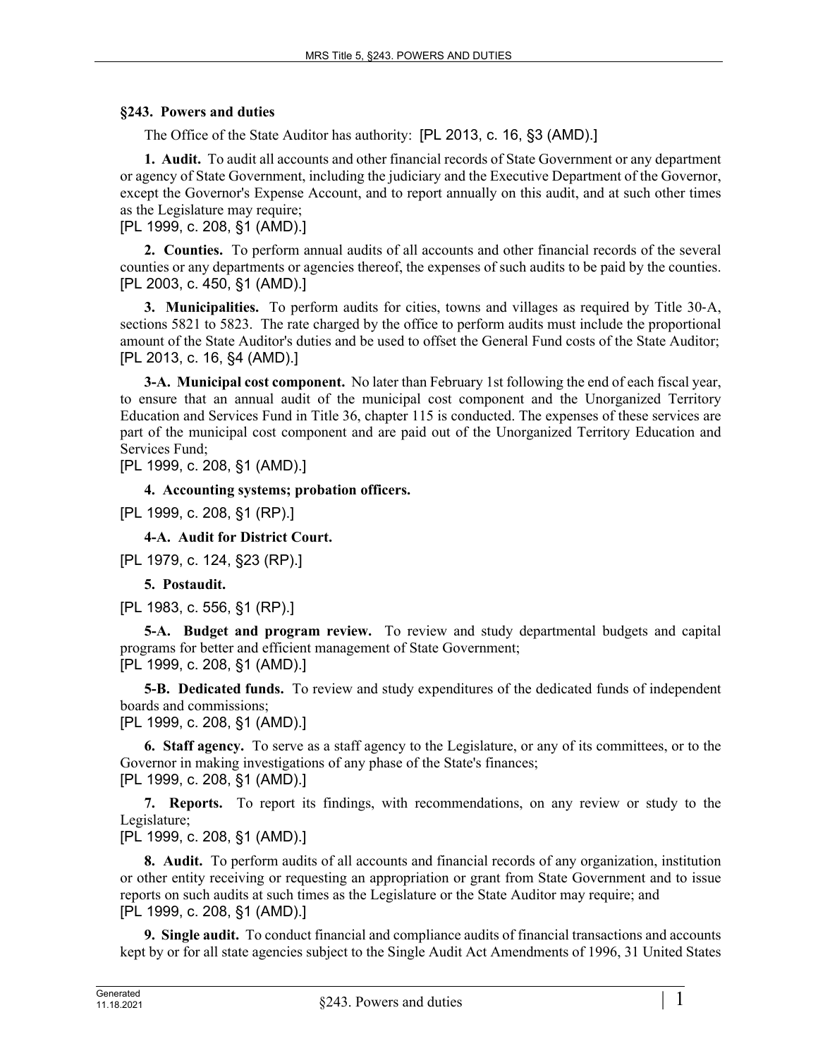### §243. Powers and duties

The Office of the State Auditor has authority: [PL 2013, c. 16, §3 (AMD).]

**1. Audit.** To audit all accounts and other financial records of State Government or any department or agency of State Government, including the judiciary and the Executive Department of the Governor, except the Governor's Expense Account, and to report annually on this audit, and at such other times as the Legislature may require;

[PL 1999, c. 208, §1 (AMD).]

**2. Counties.** To perform annual audits of all accounts and other financial records of the several counties or any departments or agencies thereof, the expenses of such audits to be paid by the counties.

[PL 2003, c. 450, §1 (AMD).]

**3. Municipalities.** To perform audits for cities, towns and villages as required by Title 30-A, sections 5821 to 5823. The rate charged by the office to perform audits must include the proportional amount of the State Auditor's duties and be used to offset the General Fund costs of the State Auditor;

[PL 2013, c. 16, §4 (AMD).]

**3-A. Municipal cost component.** No later than February 1st following the end of each fiscal year, to ensure that an annual audit of the municipal cost component and the Unorganized Territory Education and Services Fund in Title 36, chapter 115 is conducted. The expenses of these services are part of the municipal cost component and are paid out of the Unorganized Territory Education and Services Fund;

[PL 1999, c. 208, §1 (AMD).]

**4. Accounting systems; probation officers.**

[PL 1999, c. 208, §1 (RP).]

**4-A. Audit for District Court.**

[PL 1979, c. 124, §23 (RP).]

**5. Postaudit.**

[PL 1983, c. 556, §1 (RP).]

**5-A. Budget and program review.** To review and study departmental budgets and capital programs for better and efficient management of State Government;

[PL 1999, c. 208, §1 (AMD).]

**5-B. Dedicated funds.** To review and study expenditures of the dedicated funds of independent boards and commissions;

[PL 1999, c. 208, §1 (AMD).]

**6. Staff agency.** To serve as a staff agency to the Legislature, or any of its committees, or to the Governor in making investigations of any phase of the State's finances;

[PL 1999, c. 208, §1 (AMD).]

**7. Reports.** To report its findings, with recommendations, on any review or study to the Legislature;

[PL 1999, c. 208, §1 (AMD).]

**8. Audit.** To perform audits of all accounts and financial records of any organization, institution or other entity receiving or requesting an appropriation or grant from State Government and to issue reports on such audits at such times as the Legislature or the State Auditor may require; and

[PL 1999, c. 208, §1 (AMD).]

**9. Single audit.** To conduct financial and compliance audits of financial transactions and accounts kept by or for all state agencies subject to the Single Audit Act Amendments of 1996, 31 United States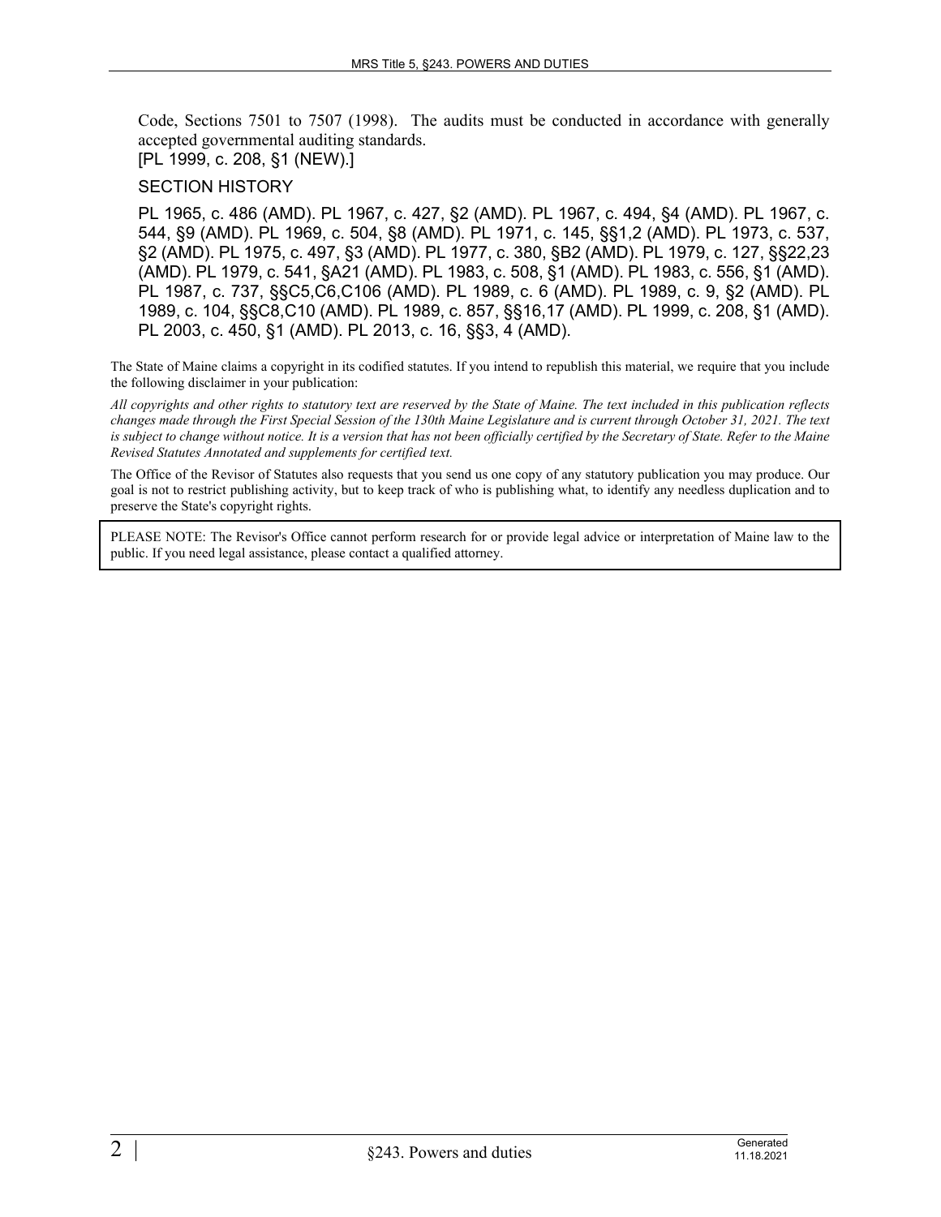Code, Sections 7501 to 7507 (1998). The audits must be conducted in accordance with generally accepted governmental auditing standards.

[PL 1999, c. 208, §1 (NEW).]

SECTION HISTORY

PL 1965, c. 486 (AMD). PL 1967, c. 427, §2 (AMD). PL 1967, c. 494, §4 (AMD). PL 1967, c. 544, §9 (AMD). PL 1969, c. 504, §8 (AMD). PL 1971, c. 145, §§1,2 (AMD). PL 1973, c. 537, §2 (AMD). PL 1975, c. 497, §3 (AMD). PL 1977, c. 380, §B2 (AMD). PL 1979, c. 127, §§22,23 (AMD). PL 1979, c. 541, §A21 (AMD). PL 1983, c. 508, §1 (AMD). PL 1983, c. 556, §1 (AMD). PL 1987, c. 737, §§C5,C6,C106 (AMD). PL 1989, c. 6 (AMD). PL 1989, c. 9, §2 (AMD). PL 1989, c. 104, §§C8,C10 (AMD). PL 1989, c. 857, §§16,17 (AMD). PL 1999, c. 208, §1 (AMD). PL 2003, c. 450, §1 (AMD). PL 2013, c. 16, §§3, 4 (AMD).

The State of Maine claims a copyright in its codified statutes. If you intend to republish this material, we require that you include the following disclaimer in your publication:

*All copyrights and other rights to statutory text are reserved by the State of Maine. The text included in this publication reflects changes made through the First Special Session of the 130th Maine Legislature and is current through October 31, 2021. The text is subject to change without notice. It is a version that has not been officially certified by the Secretary of State. Refer to the Maine Revised Statutes Annotated and supplements for certified text.*

The Office of the Revisor of Statutes also requests that you send us one copy of any statutory publication you may produce. Our goal is not to restrict publishing activity, but to keep track of who is publishing what, to identify any needless duplication and to preserve the State's copyright rights.

PLEASE NOTE: The Revisor's Office cannot perform research for or provide legal advice or interpretation of Maine law to the public. If you need legal assistance, please contact a qualified attorney.